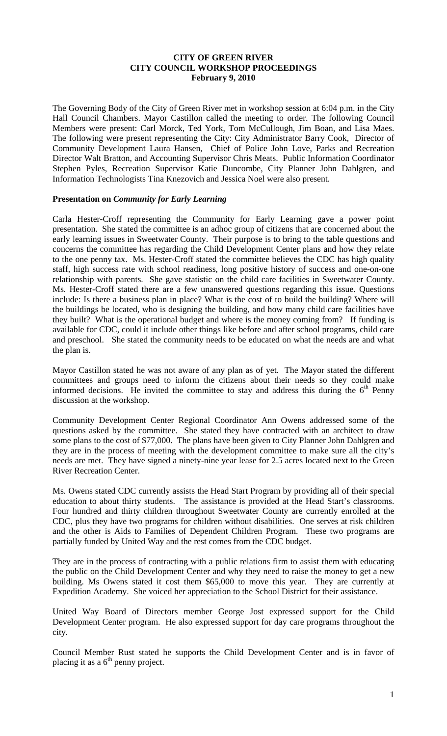# CITY OF GREEN RIVER
## CITY COUNCIL WORKSHOP PROCEEDINGS
### February 9, 2010

The Governing Body of the City of Green River met in workshop session at 6:04 p.m. in the City Hall Council Chambers. Mayor Castillon called the meeting to order. The following Council Members were present: Carl Morck, Ted York, Tom McCullough, Jim Boan, and Lisa Maes. The following were present representing the City: City Administrator Barry Cook, Director of Community Development Laura Hansen, Chief of Police John Love, Parks and Recreation Director Walt Bratton, and Accounting Supervisor Chris Meats. Public Information Coordinator Stephen Pyles, Recreation Supervisor Katie Duncombe, City Planner John Dahlgren, and Information Technologists Tina Knezovich and Jessica Noel were also present.

**Presentation on *Community for Early Learning***

Carla Hester-Croff representing the Community for Early Learning gave a power point presentation. She stated the committee is an adhoc group of citizens that are concerned about the early learning issues in Sweetwater County. Their purpose is to bring to the table questions and concerns the committee has regarding the Child Development Center plans and how they relate to the one penny tax. Ms. Hester-Croff stated the committee believes the CDC has high quality staff, high success rate with school readiness, long positive history of success and one-on-one relationship with parents. She gave statistic on the child care facilities in Sweetwater County. Ms. Hester-Croff stated there are a few unanswered questions regarding this issue. Questions include: Is there a business plan in place? What is the cost of to build the building? Where will the buildings be located, who is designing the building, and how many child care facilities have they built? What is the operational budget and where is the money coming from? If funding is available for CDC, could it include other things like before and after school programs, child care and preschool. She stated the community needs to be educated on what the needs are and what the plan is.

Mayor Castillon stated he was not aware of any plan as of yet. The Mayor stated the different committees and groups need to inform the citizens about their needs so they could make informed decisions. He invited the committee to stay and address this during the 6th Penny discussion at the workshop.

Community Development Center Regional Coordinator Ann Owens addressed some of the questions asked by the committee. She stated they have contracted with an architect to draw some plans to the cost of $77,000. The plans have been given to City Planner John Dahlgren and they are in the process of meeting with the development committee to make sure all the city's needs are met. They have signed a ninety-nine year lease for 2.5 acres located next to the Green River Recreation Center.

Ms. Owens stated CDC currently assists the Head Start Program by providing all of their special education to about thirty students. The assistance is provided at the Head Start's classrooms. Four hundred and thirty children throughout Sweetwater County are currently enrolled at the CDC, plus they have two programs for children without disabilities. One serves at risk children and the other is Aids to Families of Dependent Children Program. These two programs are partially funded by United Way and the rest comes from the CDC budget.

They are in the process of contracting with a public relations firm to assist them with educating the public on the Child Development Center and why they need to raise the money to get a new building. Ms Owens stated it cost them $65,000 to move this year. They are currently at Expedition Academy. She voiced her appreciation to the School District for their assistance.

United Way Board of Directors member George Jost expressed support for the Child Development Center program. He also expressed support for day care programs throughout the city.

Council Member Rust stated he supports the Child Development Center and is in favor of placing it as a 6th penny project.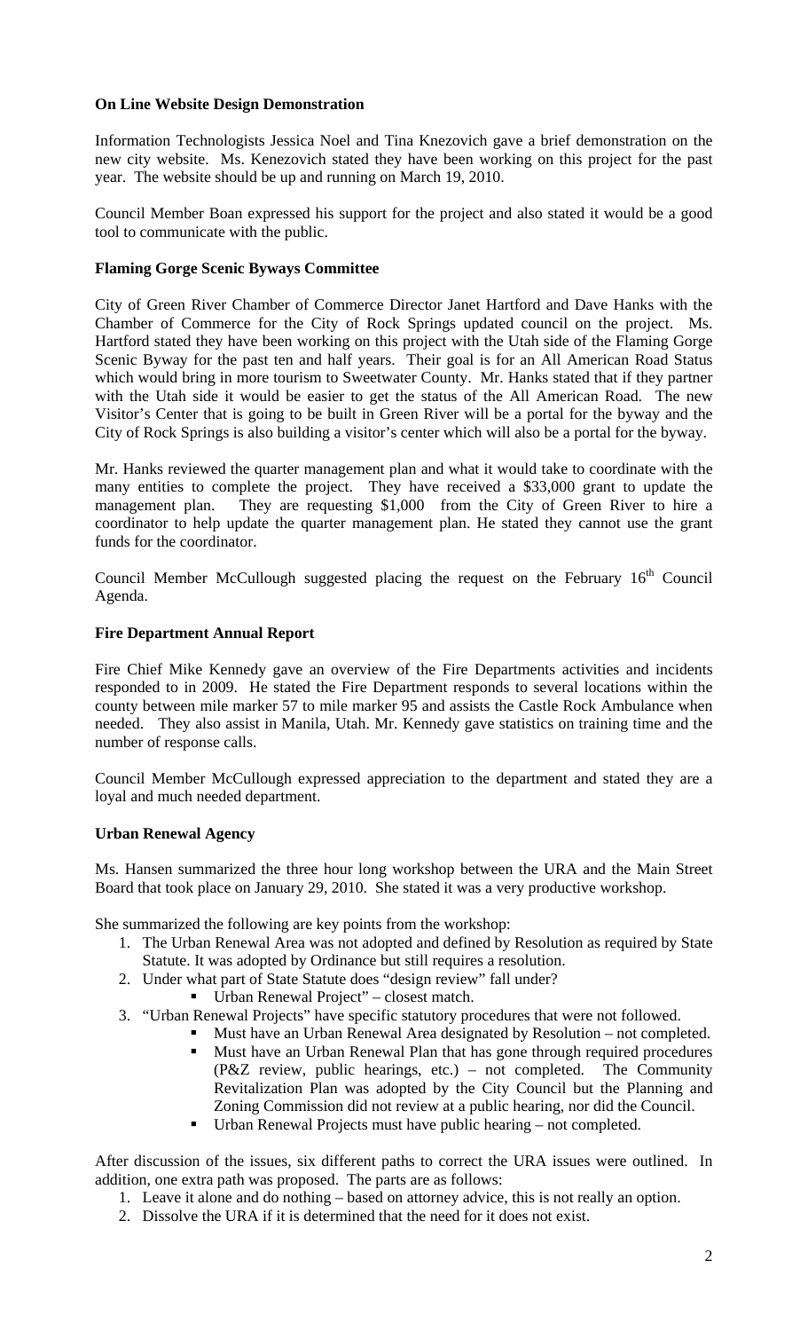**On Line Website Design Demonstration**

Information Technologists Jessica Noel and Tina Knezovich gave a brief demonstration on the new city website. Ms. Kenezovich stated they have been working on this project for the past year. The website should be up and running on March 19, 2010.

Council Member Boan expressed his support for the project and also stated it would be a good tool to communicate with the public.

**Flaming Gorge Scenic Byways Committee**

City of Green River Chamber of Commerce Director Janet Hartford and Dave Hanks with the Chamber of Commerce for the City of Rock Springs updated council on the project. Ms. Hartford stated they have been working on this project with the Utah side of the Flaming Gorge Scenic Byway for the past ten and half years. Their goal is for an All American Road Status which would bring in more tourism to Sweetwater County. Mr. Hanks stated that if they partner with the Utah side it would be easier to get the status of the All American Road. The new Visitor's Center that is going to be built in Green River will be a portal for the byway and the City of Rock Springs is also building a visitor's center which will also be a portal for the byway.

Mr. Hanks reviewed the quarter management plan and what it would take to coordinate with the many entities to complete the project. They have received a $33,000 grant to update the management plan. They are requesting $1,000 from the City of Green River to hire a coordinator to help update the quarter management plan. He stated they cannot use the grant funds for the coordinator.

Council Member McCullough suggested placing the request on the February 16th Council Agenda.

**Fire Department Annual Report**

Fire Chief Mike Kennedy gave an overview of the Fire Departments activities and incidents responded to in 2009. He stated the Fire Department responds to several locations within the county between mile marker 57 to mile marker 95 and assists the Castle Rock Ambulance when needed. They also assist in Manila, Utah. Mr. Kennedy gave statistics on training time and the number of response calls.

Council Member McCullough expressed appreciation to the department and stated they are a loyal and much needed department.

**Urban Renewal Agency**

Ms. Hansen summarized the three hour long workshop between the URA and the Main Street Board that took place on January 29, 2010. She stated it was a very productive workshop.

She summarized the following are key points from the workshop:

1. The Urban Renewal Area was not adopted and defined by Resolution as required by State Statute. It was adopted by Ordinance but still requires a resolution.
2. Under what part of State Statute does "design review" fall under?
   - Urban Renewal Project" – closest match.
3. "Urban Renewal Projects" have specific statutory procedures that were not followed.
   - Must have an Urban Renewal Area designated by Resolution – not completed.
   - Must have an Urban Renewal Plan that has gone through required procedures (P&Z review, public hearings, etc.) – not completed. The Community Revitalization Plan was adopted by the City Council but the Planning and Zoning Commission did not review at a public hearing, nor did the Council.
   - Urban Renewal Projects must have public hearing – not completed.

After discussion of the issues, six different paths to correct the URA issues were outlined. In addition, one extra path was proposed. The parts are as follows:

1. Leave it alone and do nothing – based on attorney advice, this is not really an option.
2. Dissolve the URA if it is determined that the need for it does not exist.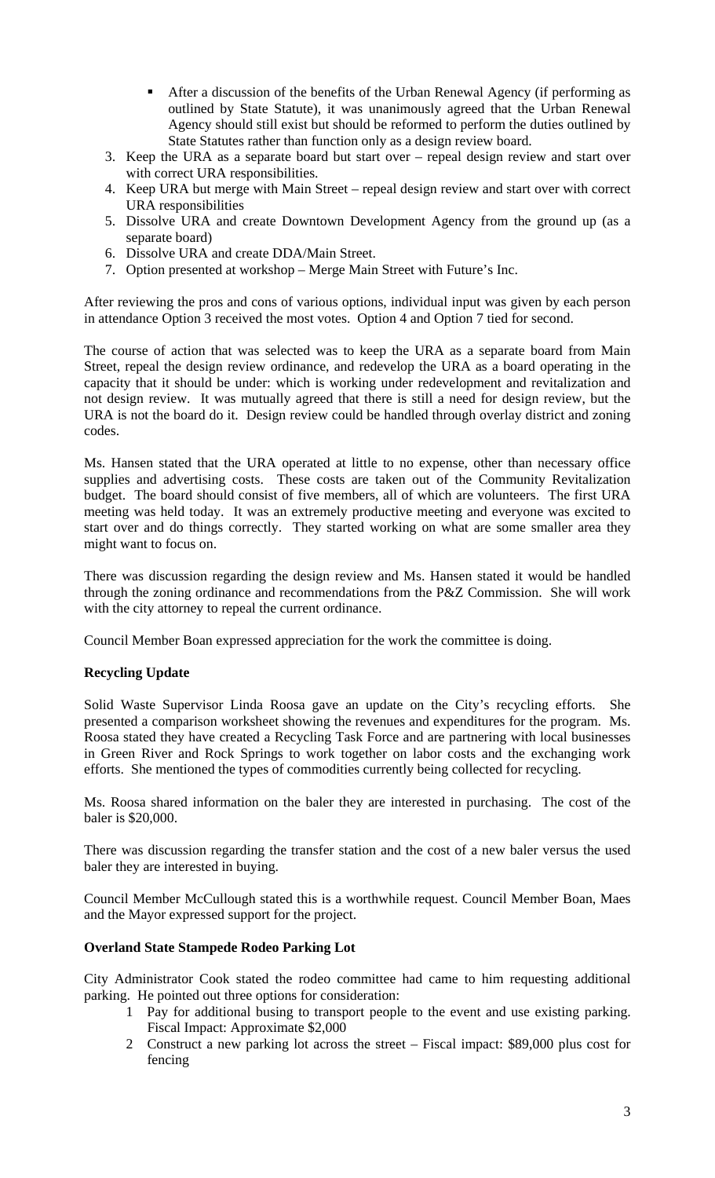- After a discussion of the benefits of the Urban Renewal Agency (if performing as outlined by State Statute), it was unanimously agreed that the Urban Renewal Agency should still exist but should be reformed to perform the duties outlined by State Statutes rather than function only as a design review board.

3. Keep the URA as a separate board but start over – repeal design review and start over with correct URA responsibilities.
4. Keep URA but merge with Main Street – repeal design review and start over with correct URA responsibilities
5. Dissolve URA and create Downtown Development Agency from the ground up (as a separate board)
6. Dissolve URA and create DDA/Main Street.
7. Option presented at workshop – Merge Main Street with Future's Inc.

After reviewing the pros and cons of various options, individual input was given by each person in attendance Option 3 received the most votes. Option 4 and Option 7 tied for second.

The course of action that was selected was to keep the URA as a separate board from Main Street, repeal the design review ordinance, and redevelop the URA as a board operating in the capacity that it should be under: which is working under redevelopment and revitalization and not design review. It was mutually agreed that there is still a need for design review, but the URA is not the board do it. Design review could be handled through overlay district and zoning codes.

Ms. Hansen stated that the URA operated at little to no expense, other than necessary office supplies and advertising costs. These costs are taken out of the Community Revitalization budget. The board should consist of five members, all of which are volunteers. The first URA meeting was held today. It was an extremely productive meeting and everyone was excited to start over and do things correctly. They started working on what are some smaller area they might want to focus on.

There was discussion regarding the design review and Ms. Hansen stated it would be handled through the zoning ordinance and recommendations from the P&Z Commission. She will work with the city attorney to repeal the current ordinance.

Council Member Boan expressed appreciation for the work the committee is doing.

**Recycling Update**

Solid Waste Supervisor Linda Roosa gave an update on the City's recycling efforts. She presented a comparison worksheet showing the revenues and expenditures for the program. Ms. Roosa stated they have created a Recycling Task Force and are partnering with local businesses in Green River and Rock Springs to work together on labor costs and the exchanging work efforts. She mentioned the types of commodities currently being collected for recycling.

Ms. Roosa shared information on the baler they are interested in purchasing. The cost of the baler is $20,000.

There was discussion regarding the transfer station and the cost of a new baler versus the used baler they are interested in buying.

Council Member McCullough stated this is a worthwhile request. Council Member Boan, Maes and the Mayor expressed support for the project.

**Overland State Stampede Rodeo Parking Lot**

City Administrator Cook stated the rodeo committee had came to him requesting additional parking. He pointed out three options for consideration:

1 Pay for additional busing to transport people to the event and use existing parking. Fiscal Impact: Approximate $2,000

2 Construct a new parking lot across the street – Fiscal impact: $89,000 plus cost for fencing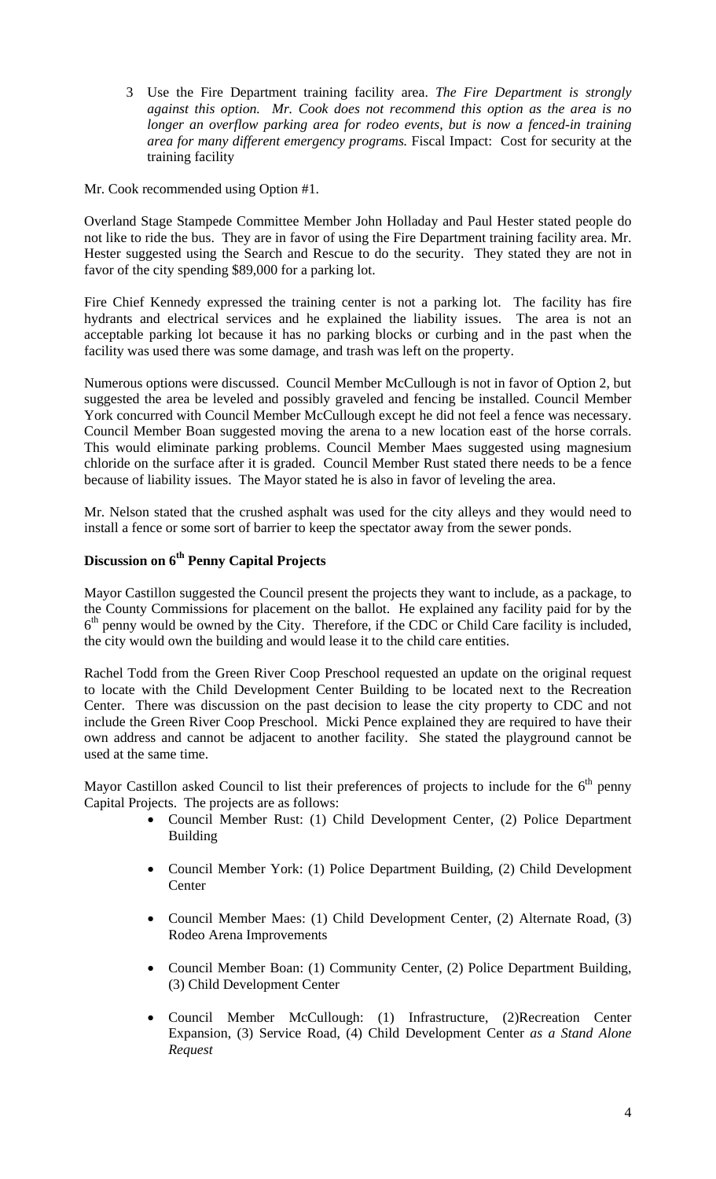3 Use the Fire Department training facility area. *The Fire Department is strongly against this option. Mr. Cook does not recommend this option as the area is no longer an overflow parking area for rodeo events, but is now a fenced-in training area for many different emergency programs.* Fiscal Impact: Cost for security at the training facility

Mr. Cook recommended using Option #1.

Overland Stage Stampede Committee Member John Holladay and Paul Hester stated people do not like to ride the bus. They are in favor of using the Fire Department training facility area. Mr. Hester suggested using the Search and Rescue to do the security. They stated they are not in favor of the city spending $89,000 for a parking lot.

Fire Chief Kennedy expressed the training center is not a parking lot. The facility has fire hydrants and electrical services and he explained the liability issues. The area is not an acceptable parking lot because it has no parking blocks or curbing and in the past when the facility was used there was some damage, and trash was left on the property.

Numerous options were discussed. Council Member McCullough is not in favor of Option 2, but suggested the area be leveled and possibly graveled and fencing be installed. Council Member York concurred with Council Member McCullough except he did not feel a fence was necessary. Council Member Boan suggested moving the arena to a new location east of the horse corrals. This would eliminate parking problems. Council Member Maes suggested using magnesium chloride on the surface after it is graded. Council Member Rust stated there needs to be a fence because of liability issues. The Mayor stated he is also in favor of leveling the area.

Mr. Nelson stated that the crushed asphalt was used for the city alleys and they would need to install a fence or some sort of barrier to keep the spectator away from the sewer ponds.

## Discussion on 6th Penny Capital Projects

Mayor Castillon suggested the Council present the projects they want to include, as a package, to the County Commissions for placement on the ballot. He explained any facility paid for by the 6th penny would be owned by the City. Therefore, if the CDC or Child Care facility is included, the city would own the building and would lease it to the child care entities.

Rachel Todd from the Green River Coop Preschool requested an update on the original request to locate with the Child Development Center Building to be located next to the Recreation Center. There was discussion on the past decision to lease the city property to CDC and not include the Green River Coop Preschool. Micki Pence explained they are required to have their own address and cannot be adjacent to another facility. She stated the playground cannot be used at the same time.

Mayor Castillon asked Council to list their preferences of projects to include for the 6th penny Capital Projects. The projects are as follows:

- Council Member Rust: (1) Child Development Center, (2) Police Department Building
- Council Member York: (1) Police Department Building, (2) Child Development Center
- Council Member Maes: (1) Child Development Center, (2) Alternate Road, (3) Rodeo Arena Improvements
- Council Member Boan: (1) Community Center, (2) Police Department Building, (3) Child Development Center
- Council Member McCullough: (1) Infrastructure, (2)Recreation Center Expansion, (3) Service Road, (4) Child Development Center *as a Stand Alone Request*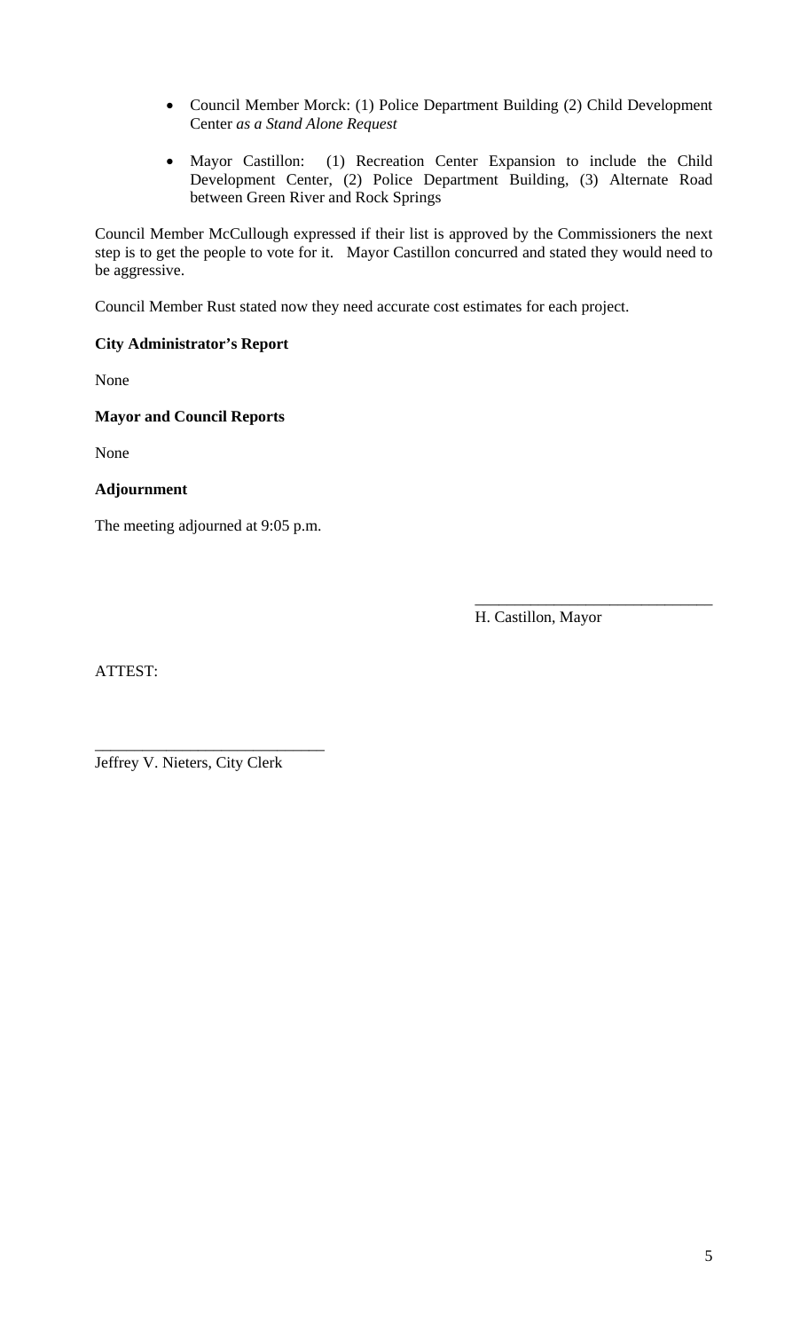- Council Member Morck: (1) Police Department Building (2) Child Development Center *as a Stand Alone Request*

- Mayor Castillon: (1) Recreation Center Expansion to include the Child Development Center, (2) Police Department Building, (3) Alternate Road between Green River and Rock Springs

Council Member McCullough expressed if their list is approved by the Commissioners the next step is to get the people to vote for it. Mayor Castillon concurred and stated they would need to be aggressive.

Council Member Rust stated now they need accurate cost estimates for each project.

**City Administrator's Report**

None

**Mayor and Council Reports**

None

**Adjournment**

The meeting adjourned at 9:05 p.m.

_____________________________
H. Castillon, Mayor

ATTEST:

_____________________________
Jeffrey V. Nieters, City Clerk